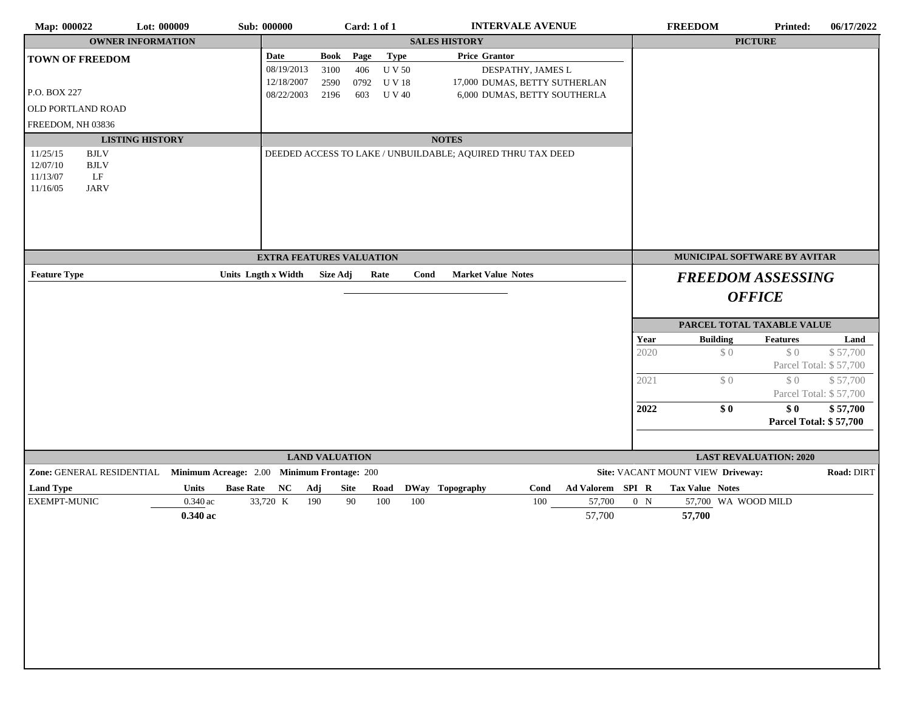**Map:** 000022 **Lot:** 000009 **Sub:** 000000 **Card:** 1 of 1 **INTERVALE AVENUE** **FREEDOM** **Printed:** 06/17/2022

## OWNER INFORMATION

**TOWN OF FREEDOM**

P.O. BOX 227
OLD PORTLAND ROAD
FREEDOM, NH 03836

## SALES HISTORY

| Date | Book | Page | Type | Price | Grantor |
|---|---|---|---|---|---|
| 08/19/2013 | 3100 | 406 | U V 50 | | DESPATHY, JAMES L |
| 12/18/2007 | 2590 | 0792 | U V 18 | 17,000 | DUMAS, BETTY SUTHERLAN |
| 08/22/2003 | 2196 | 603 | U V 40 | 6,000 | DUMAS, BETTY SOUTHERLA |

## PICTURE

## LISTING HISTORY

| Date | Code |
|---|---|
| 11/25/15 | BJLV |
| 12/07/10 | BJLV |
| 11/13/07 | LF |
| 11/16/05 | JARV |

## NOTES

DEEDED ACCESS TO LAKE / UNBUILDABLE; AQUIRED THRU TAX DEED

## EXTRA FEATURES VALUATION

| Feature Type | Units | Lngth x Width | Size Adj | Rate | Cond | Market Value | Notes |
|---|---|---|---|---|---|---|---|

## MUNICIPAL SOFTWARE BY AVITAR

***FREEDOM ASSESSING OFFICE***

## PARCEL TOTAL TAXABLE VALUE

| Year | Building | Features | Land |
|---|---|---|---|
| 2020 | $ 0 | $ 0 | $ 57,700 |
| | | Parcel Total: $ 57,700 | |
| 2021 | $ 0 | $ 0 | $ 57,700 |
| | | Parcel Total: $ 57,700 | |
| **2022** | **$ 0** | **$ 0** | **$ 57,700** |
| | | **Parcel Total: $ 57,700** | |

## LAND VALUATION

**Zone:** GENERAL RESIDENTIAL **Minimum Acreage:** 2.00 **Minimum Frontage:** 200

## LAST REVALUATION: 2020

**Site:** VACANT MOUNT VIEW **Driveway:** **Road:** DIRT

| Land Type | Units | Base Rate | NC | Adj | Site | Road | DWay | Topography | Cond | Ad Valorem | SPI | R | Tax Value | Notes |
|---|---|---|---|---|---|---|---|---|---|---|---|---|---|---|
| EXEMPT-MUNIC | 0.340 ac | 33,720 | K | 190 | 90 | 100 | 100 | | 100 | 57,700 | 0 | N | 57,700 | WA WOOD MILD |
| | **0.340 ac** | | | | | | | | | 57,700 | | | **57,700** | |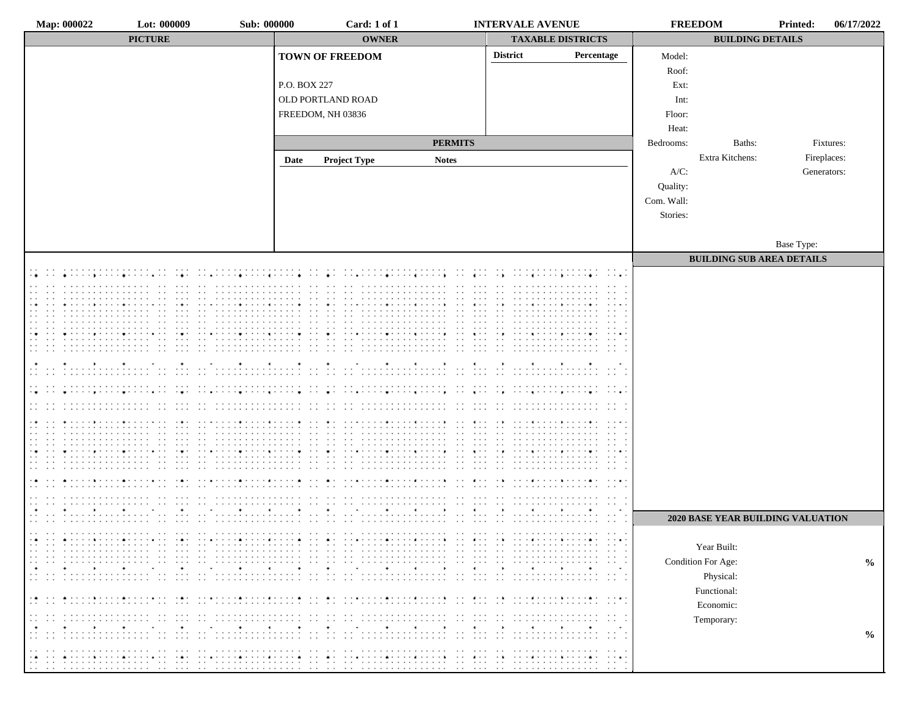Map: 000022 Lot: 000009 Sub: 000000 Card: 1 of 1 INTERVALE AVENUE FREEDOM Printed: 06/17/2022

## PICTURE

## OWNER

**TOWN OF FREEDOM**

P.O. BOX 227
OLD PORTLAND ROAD
FREEDOM, NH 03836

## TAXABLE DISTRICTS

| District | Percentage |
| --- | --- |

## PERMITS

| Date | Project Type | Notes |
| --- | --- | --- |

## BUILDING DETAILS

Model:
Roof:
Ext:
Int:
Floor:
Heat:
Bedrooms: Baths: Fixtures:
Extra Kitchens: Fireplaces:
A/C: Generators:
Quality:
Com. Wall:
Stories:

Base Type:

## BUILDING SUB AREA DETAILS

## 2020 BASE YEAR BUILDING VALUATION

Year Built:
Condition For Age: %
Physical:
Functional:
Economic:
Temporary:
%